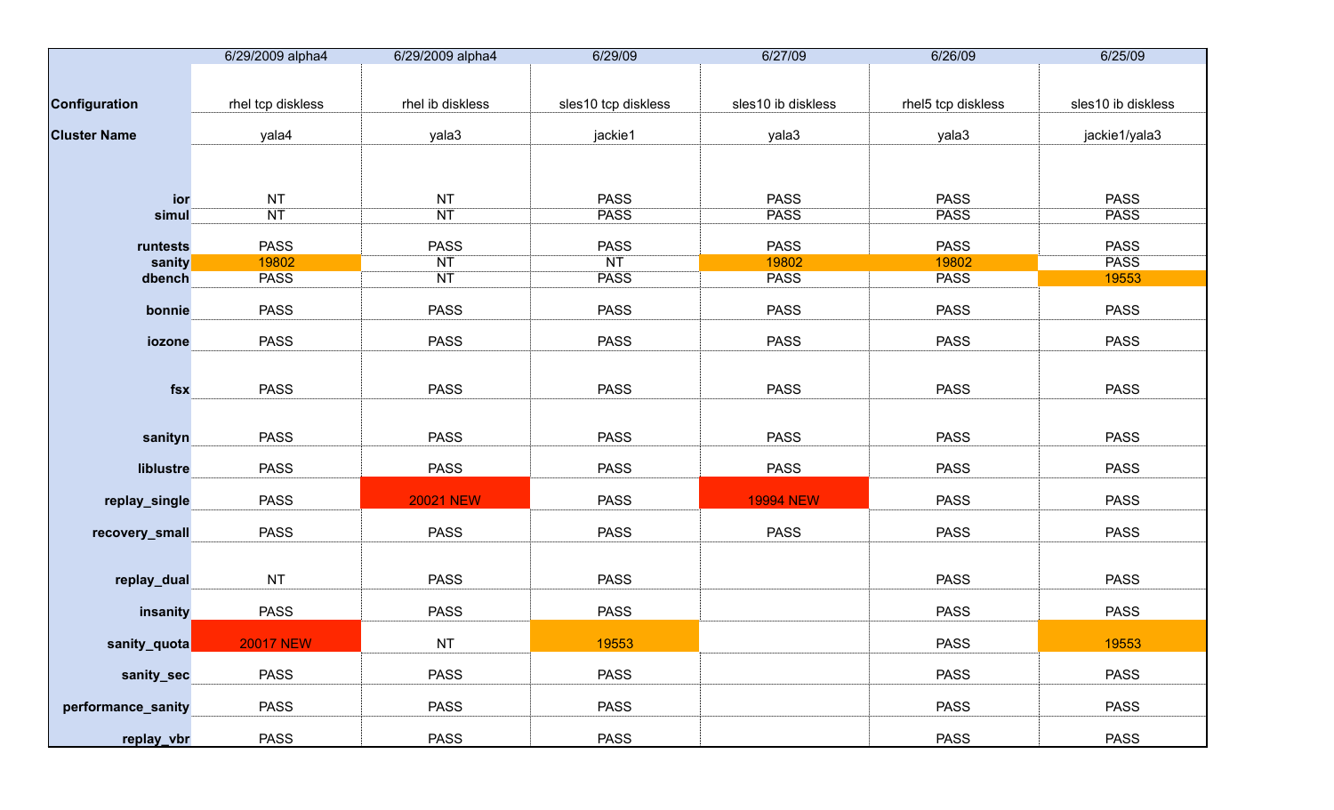| | 6/29/2009 alpha4 | 6/29/2009 alpha4 | 6/29/09 | 6/27/09 | 6/26/09 | 6/25/09 |
|---|---|---|---|---|---|---|
| **Configuration** | rhel tcp diskless | rhel ib diskless | sles10 tcp diskless | sles10 ib diskless | rhel5 tcp diskless | sles10 ib diskless |
| **Cluster Name** | yala4 | yala3 | jackie1 | yala3 | yala3 | jackie1/yala3 |
| **ior** | NT | NT | PASS | PASS | PASS | PASS |
| **simul** | NT | NT | PASS | PASS | PASS | PASS |
| **runtests** | PASS | PASS | PASS | PASS | PASS | PASS |
| **sanity** | 19802 | NT | NT | 19802 | 19802 | PASS |
| **dbench** | PASS | NT | PASS | PASS | PASS | 19553 |
| **bonnie** | PASS | PASS | PASS | PASS | PASS | PASS |
| **iozone** | PASS | PASS | PASS | PASS | PASS | PASS |
| **fsx** | PASS | PASS | PASS | PASS | PASS | PASS |
| **sanityn** | PASS | PASS | PASS | PASS | PASS | PASS |
| **liblustre** | PASS | PASS | PASS | PASS | PASS | PASS |
| **replay_single** | PASS | 20021 NEW | PASS | 19994 NEW | PASS | PASS |
| **recovery_small** | PASS | PASS | PASS | PASS | PASS | PASS |
| **replay_dual** | NT | PASS | PASS | | PASS | PASS |
| **insanity** | PASS | PASS | PASS | | PASS | PASS |
| **sanity_quota** | 20017 NEW | NT | 19553 | | PASS | 19553 |
| **sanity_sec** | PASS | PASS | PASS | | PASS | PASS |
| **performance_sanity** | PASS | PASS | PASS | | PASS | PASS |
| **replay_vbr** | PASS | PASS | PASS | | PASS | PASS |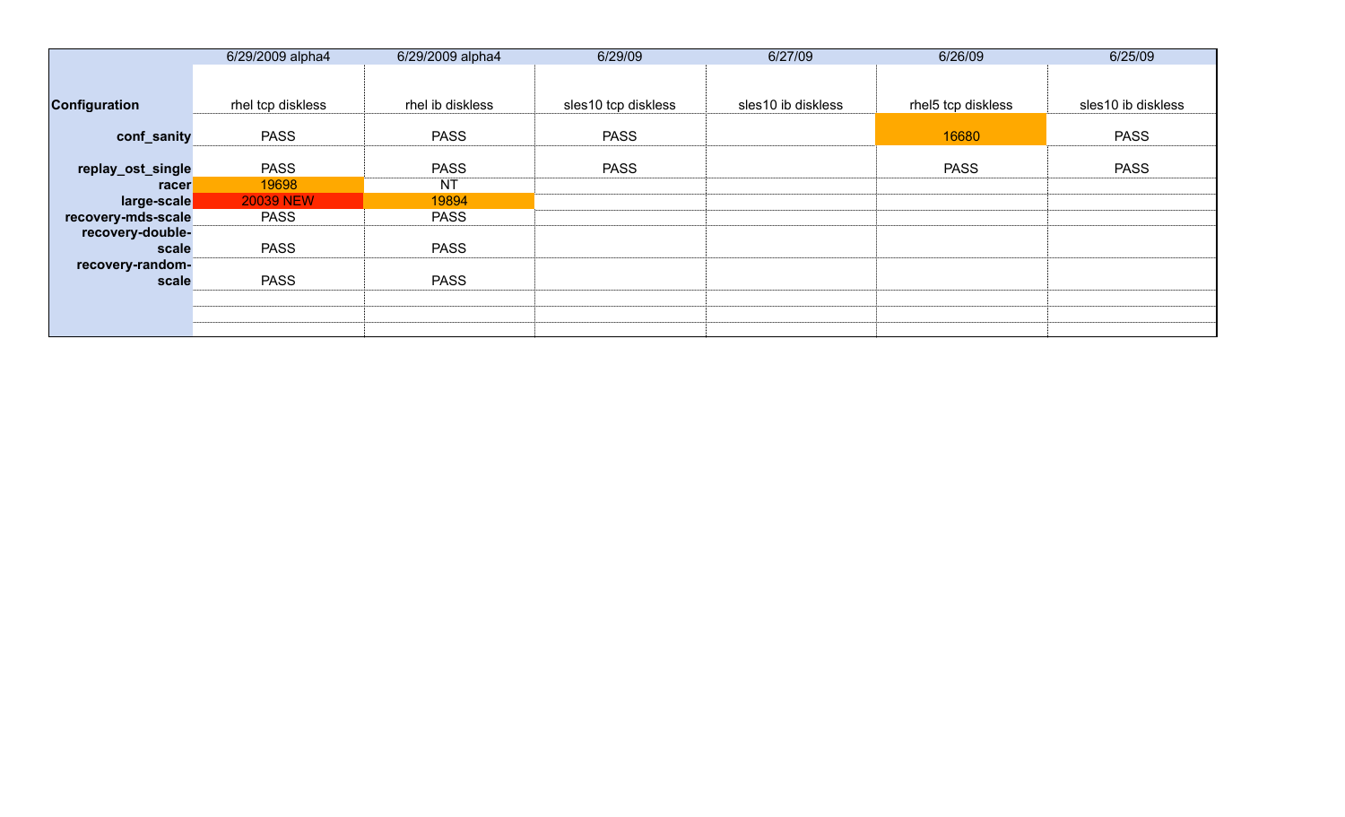| | 6/29/2009 alpha4 | 6/29/2009 alpha4 | 6/29/09 | 6/27/09 | 6/26/09 | 6/25/09 |
|---|---|---|---|---|---|---|
| **Configuration** | rhel tcp diskless | rhel ib diskless | sles10 tcp diskless | sles10 ib diskless | rhel5 tcp diskless | sles10 ib diskless |
| **conf_sanity** | PASS | PASS | PASS | | 16680 | PASS |
| **replay_ost_single** | PASS | PASS | PASS | | PASS | PASS |
| **racer** | 19698 | NT | | | | |
| **large-scale** | 20039 NEW | 19894 | | | | |
| **recovery-mds-scale** | PASS | PASS | | | | |
| **recovery-double-scale** | PASS | PASS | | | | |
| **recovery-random-scale** | PASS | PASS | | | | |
| | | | | | | |
| | | | | | | |
| | | | | | | |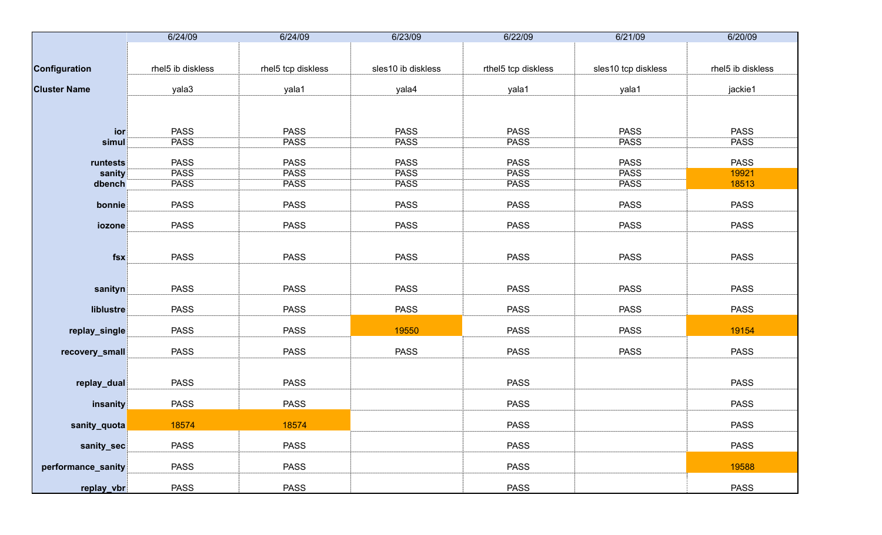| | 6/24/09 | 6/24/09 | 6/23/09 | 6/22/09 | 6/21/09 | 6/20/09 |
|---|---|---|---|---|---|---|
| **Configuration** | rhel5 ib diskless | rhel5 tcp diskless | sles10 ib diskless | rthel5 tcp diskless | sles10 tcp diskless | rhel5 ib diskless |
| **Cluster Name** | yala3 | yala1 | yala4 | yala1 | yala1 | jackie1 |
| **ior** | PASS | PASS | PASS | PASS | PASS | PASS |
| **simul** | PASS | PASS | PASS | PASS | PASS | PASS |
| **runtests** | PASS | PASS | PASS | PASS | PASS | PASS |
| **sanity** | PASS | PASS | PASS | PASS | PASS | 19921 |
| **dbench** | PASS | PASS | PASS | PASS | PASS | 18513 |
| **bonnie** | PASS | PASS | PASS | PASS | PASS | PASS |
| **iozone** | PASS | PASS | PASS | PASS | PASS | PASS |
| **fsx** | PASS | PASS | PASS | PASS | PASS | PASS |
| **sanityn** | PASS | PASS | PASS | PASS | PASS | PASS |
| **liblustre** | PASS | PASS | PASS | PASS | PASS | PASS |
| **replay_single** | PASS | PASS | 19550 | PASS | PASS | 19154 |
| **recovery_small** | PASS | PASS | PASS | PASS | PASS | PASS |
| **replay_dual** | PASS | PASS | | PASS | | PASS |
| **insanity** | PASS | PASS | | PASS | | PASS |
| **sanity_quota** | 18574 | 18574 | | PASS | | PASS |
| **sanity_sec** | PASS | PASS | | PASS | | PASS |
| **performance_sanity** | PASS | PASS | | PASS | | 19588 |
| **replay_vbr** | PASS | PASS | | PASS | | PASS |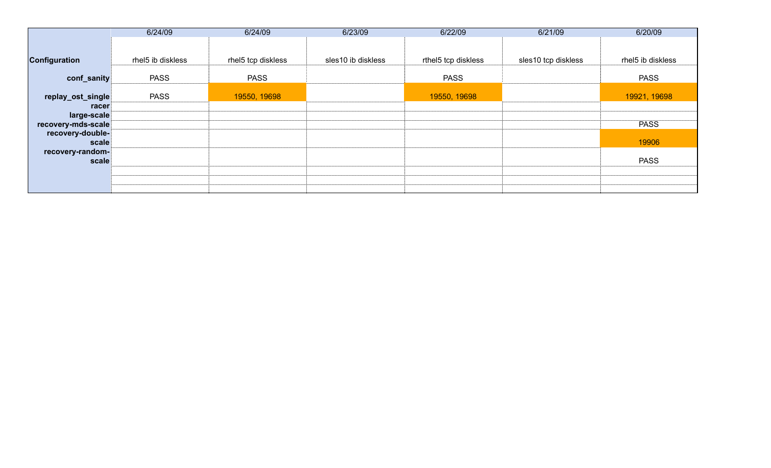| | 6/24/09 | 6/24/09 | 6/23/09 | 6/22/09 | 6/21/09 | 6/20/09 |
|---|---|---|---|---|---|---|
| **Configuration** | rhel5 ib diskless | rhel5 tcp diskless | sles10 ib diskless | rthel5 tcp diskless | sles10 tcp diskless | rhel5 ib diskless |
| **conf_sanity** | PASS | PASS | | PASS | | PASS |
| **replay_ost_single** | PASS | 19550, 19698 | | 19550, 19698 | | 19921, 19698 |
| **racer** | | | | | | |
| **large-scale** | | | | | | |
| **recovery-mds-scale** | | | | | | PASS |
| **recovery-double-scale** | | | | | | 19906 |
| **recovery-random-scale** | | | | | | PASS |
| | | | | | | |
| | | | | | | |
| | | | | | | |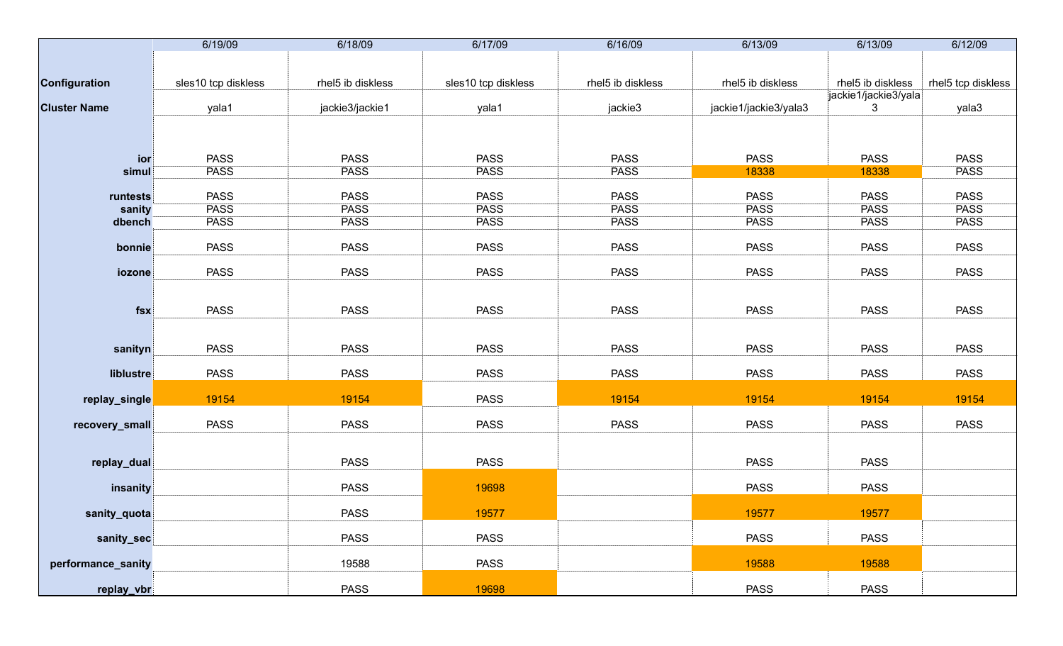| | 6/19/09 | 6/18/09 | 6/17/09 | 6/16/09 | 6/13/09 | 6/13/09 | 6/12/09 |
|---|---|---|---|---|---|---|---|
| **Configuration** | sles10 tcp diskless | rhel5 ib diskless | sles10 tcp diskless | rhel5 ib diskless | rhel5 ib diskless | rhel5 ib diskless | rhel5 tcp diskless |
| **Cluster Name** | yala1 | jackie3/jackie1 | yala1 | jackie3 | jackie1/jackie3/yala3 | jackie1/jackie3/yala3 | yala3 |
| **ior** | PASS | PASS | PASS | PASS | PASS | PASS | PASS |
| **simul** | PASS | PASS | PASS | PASS | 18338 | 18338 | PASS |
| **runtests** | PASS | PASS | PASS | PASS | PASS | PASS | PASS |
| **sanity** | PASS | PASS | PASS | PASS | PASS | PASS | PASS |
| **dbench** | PASS | PASS | PASS | PASS | PASS | PASS | PASS |
| **bonnie** | PASS | PASS | PASS | PASS | PASS | PASS | PASS |
| **iozone** | PASS | PASS | PASS | PASS | PASS | PASS | PASS |
| **fsx** | PASS | PASS | PASS | PASS | PASS | PASS | PASS |
| **sanityn** | PASS | PASS | PASS | PASS | PASS | PASS | PASS |
| **liblustre** | PASS | PASS | PASS | PASS | PASS | PASS | PASS |
| **replay_single** | 19154 | 19154 | PASS | 19154 | 19154 | 19154 | 19154 |
| **recovery_small** | PASS | PASS | PASS | PASS | PASS | PASS | PASS |
| **replay_dual** | | PASS | PASS | | PASS | PASS | |
| **insanity** | | PASS | 19698 | | PASS | PASS | |
| **sanity_quota** | | PASS | 19577 | | 19577 | 19577 | |
| **sanity_sec** | | PASS | PASS | | PASS | PASS | |
| **performance_sanity** | | 19588 | PASS | | 19588 | 19588 | |
| **replay_vbr** | | PASS | 19698 | | PASS | PASS | |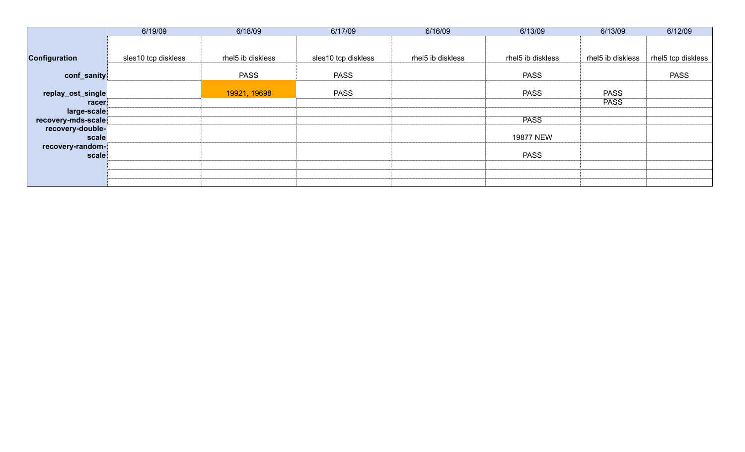| | 6/19/09 | 6/18/09 | 6/17/09 | 6/16/09 | 6/13/09 | 6/13/09 | 6/12/09 |
|---|---|---|---|---|---|---|---|
| **Configuration** | sles10 tcp diskless | rhel5 ib diskless | sles10 tcp diskless | rhel5 ib diskless | rhel5 ib diskless | rhel5 ib diskless | rhel5 tcp diskless |
| **conf_sanity** | | PASS | PASS | | PASS | | PASS |
| **replay_ost_single** | | 19921, 19698 | PASS | | PASS | PASS | |
| **racer** | | | | | | PASS | |
| **large-scale** | | | | | | | |
| **recovery-mds-scale** | | | | | PASS | | |
| **recovery-double-scale** | | | | | 19877 NEW | | |
| **recovery-random-scale** | | | | | PASS | | |
| | | | | | | | |
| | | | | | | | |
| | | | | | | | |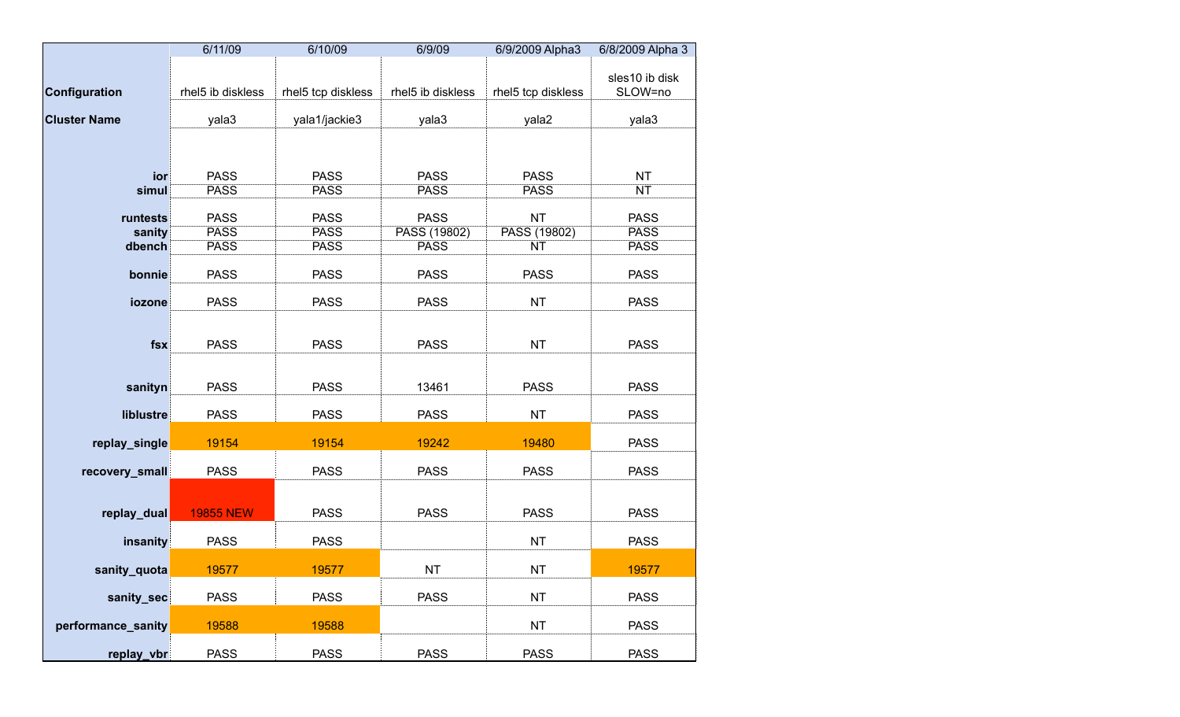| | 6/11/09 | 6/10/09 | 6/9/09 | 6/9/2009 Alpha3 | 6/8/2009 Alpha 3 |
|---|---|---|---|---|---|
| **Configuration** | rhel5 ib diskless | rhel5 tcp diskless | rhel5 ib diskless | rhel5 tcp diskless | sles10 ib disk SLOW=no |
| **Cluster Name** | yala3 | yala1/jackie3 | yala3 | yala2 | yala3 |
| **ior** | PASS | PASS | PASS | PASS | NT |
| **simul** | PASS | PASS | PASS | PASS | NT |
| **runtests** | PASS | PASS | PASS | NT | PASS |
| **sanity** | PASS | PASS | PASS (19802) | PASS (19802) | PASS |
| **dbench** | PASS | PASS | PASS | NT | PASS |
| **bonnie** | PASS | PASS | PASS | PASS | PASS |
| **iozone** | PASS | PASS | PASS | NT | PASS |
| **fsx** | PASS | PASS | PASS | NT | PASS |
| **sanityn** | PASS | PASS | 13461 | PASS | PASS |
| **liblustre** | PASS | PASS | PASS | NT | PASS |
| **replay_single** | 19154 | 19154 | 19242 | 19480 | PASS |
| **recovery_small** | PASS | PASS | PASS | PASS | PASS |
| **replay_dual** | 19855 NEW | PASS | PASS | PASS | PASS |
| **insanity** | PASS | PASS | | NT | PASS |
| **sanity_quota** | 19577 | 19577 | NT | NT | 19577 |
| **sanity_sec** | PASS | PASS | PASS | NT | PASS |
| **performance_sanity** | 19588 | 19588 | | NT | PASS |
| **replay_vbr** | PASS | PASS | PASS | PASS | PASS |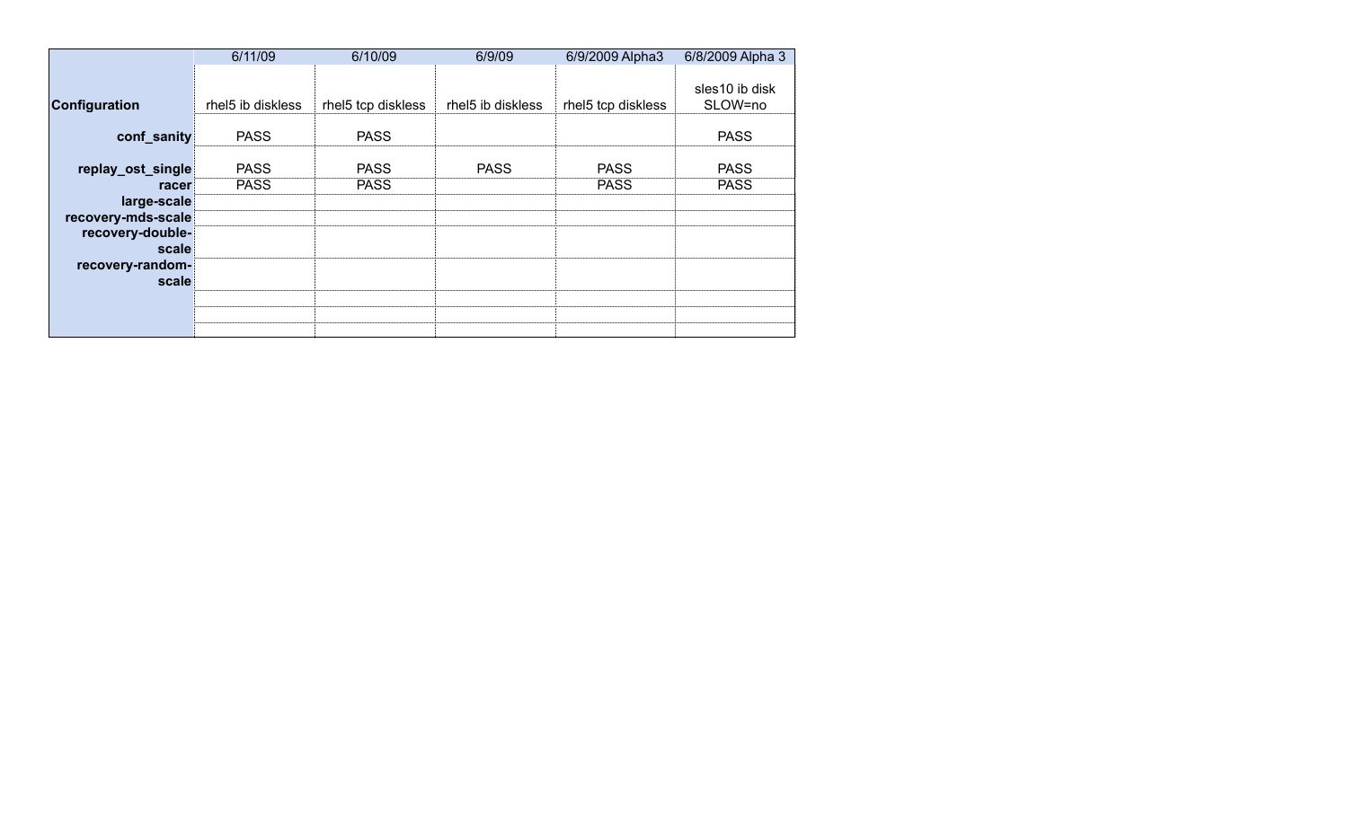| | 6/11/09 | 6/10/09 | 6/9/09 | 6/9/2009 Alpha3 | 6/8/2009 Alpha 3 |
|---|---|---|---|---|---|
| **Configuration** | rhel5 ib diskless | rhel5 tcp diskless | rhel5 ib diskless | rhel5 tcp diskless | sles10 ib disk SLOW=no |
| **conf_sanity** | PASS | PASS | | | PASS |
| **replay_ost_single** | PASS | PASS | PASS | PASS | PASS |
| **racer** | PASS | PASS | | PASS | PASS |
| **large-scale** | | | | | |
| **recovery-mds-scale** | | | | | |
| **recovery-double-scale** | | | | | |
| **recovery-random-scale** | | | | | |
| | | | | | |
| | | | | | |
| | | | | | |